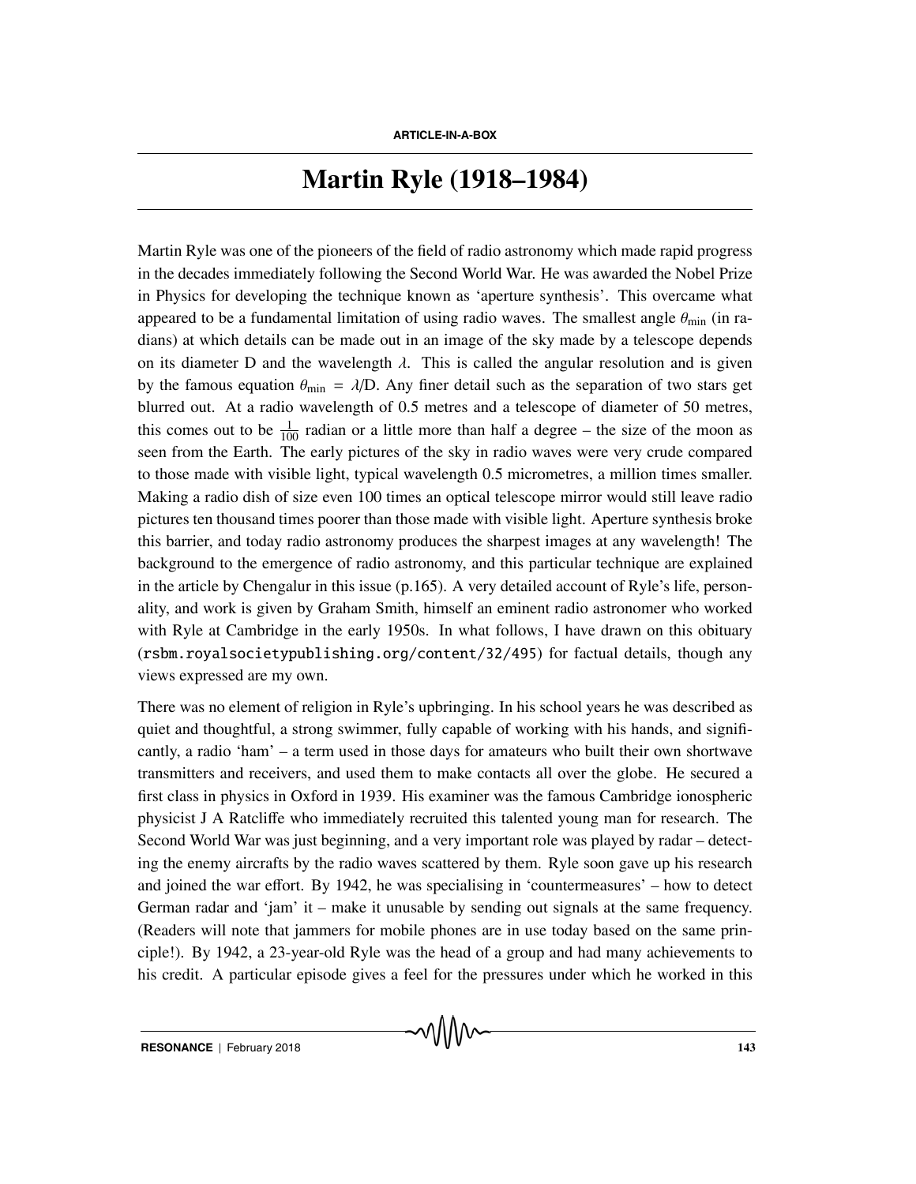**ARTICLE-IN-A-BOX**

# Martin Ryle (1918–1984)

Martin Ryle was one of the pioneers of the field of radio astronomy which made rapid progress in the decades immediately following the Second World War. He was awarded the Nobel Prize in Physics for developing the technique known as 'aperture synthesis'. This overcame what appeared to be a fundamental limitation of using radio waves. The smallest angle $\theta_{\min}$ (in radians) at which details can be made out in an image of the sky made by a telescope depends on its diameter D and the wavelength $\lambda$. This is called the angular resolution and is given by the famous equation $\theta_{\min} = \lambda/\mathrm{D}$. Any finer detail such as the separation of two stars get blurred out. At a radio wavelength of 0.5 metres and a telescope of diameter of 50 metres, this comes out to be $\frac{1}{100}$ radian or a little more than half a degree – the size of the moon as seen from the Earth. The early pictures of the sky in radio waves were very crude compared to those made with visible light, typical wavelength 0.5 micrometres, a million times smaller. Making a radio dish of size even 100 times an optical telescope mirror would still leave radio pictures ten thousand times poorer than those made with visible light. Aperture synthesis broke this barrier, and today radio astronomy produces the sharpest images at any wavelength! The background to the emergence of radio astronomy, and this particular technique are explained in the article by Chengalur in this issue (p.165). A very detailed account of Ryle's life, personality, and work is given by Graham Smith, himself an eminent radio astronomer who worked with Ryle at Cambridge in the early 1950s. In what follows, I have drawn on this obituary (rsbm.royalsocietypublishing.org/content/32/495) for factual details, though any views expressed are my own.

There was no element of religion in Ryle's upbringing. In his school years he was described as quiet and thoughtful, a strong swimmer, fully capable of working with his hands, and significantly, a radio 'ham' – a term used in those days for amateurs who built their own shortwave transmitters and receivers, and used them to make contacts all over the globe. He secured a first class in physics in Oxford in 1939. His examiner was the famous Cambridge ionospheric physicist J A Ratcliffe who immediately recruited this talented young man for research. The Second World War was just beginning, and a very important role was played by radar – detecting the enemy aircrafts by the radio waves scattered by them. Ryle soon gave up his research and joined the war effort. By 1942, he was specialising in 'countermeasures' – how to detect German radar and 'jam' it – make it unusable by sending out signals at the same frequency. (Readers will note that jammers for mobile phones are in use today based on the same principle!). By 1942, a 23-year-old Ryle was the head of a group and had many achievements to his credit. A particular episode gives a feel for the pressures under which he worked in this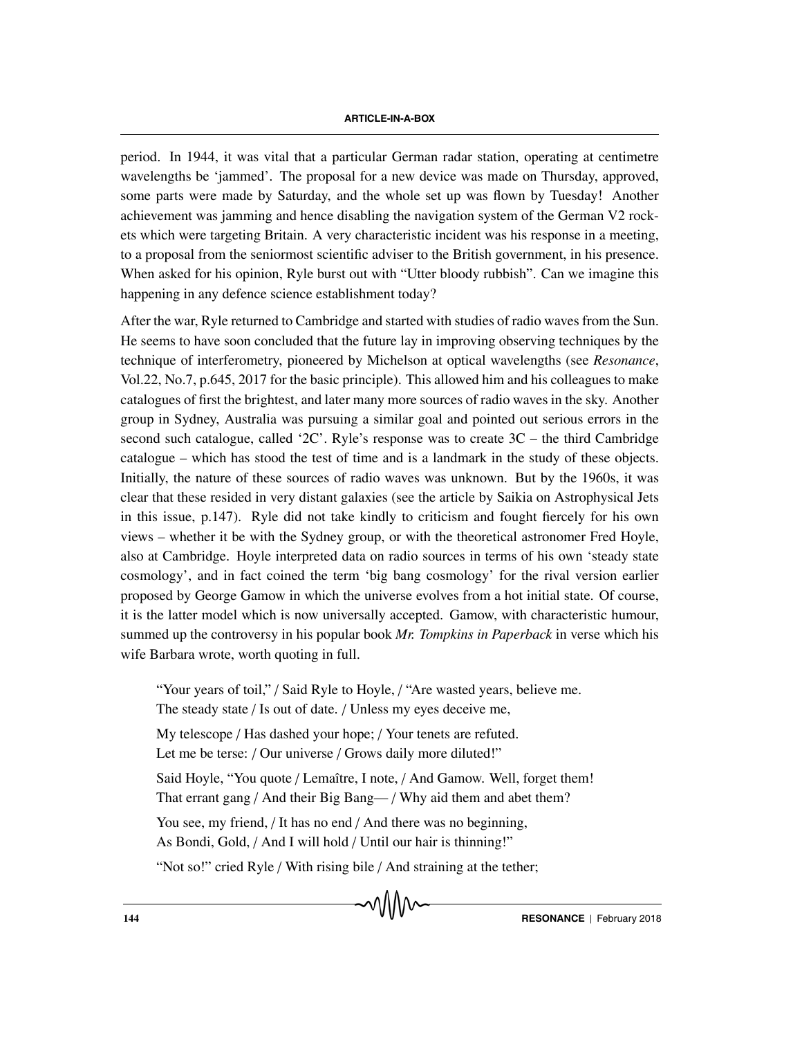period. In 1944, it was vital that a particular German radar station, operating at centimetre wavelengths be 'jammed'. The proposal for a new device was made on Thursday, approved, some parts were made by Saturday, and the whole set up was flown by Tuesday! Another achievement was jamming and hence disabling the navigation system of the German V2 rockets which were targeting Britain. A very characteristic incident was his response in a meeting, to a proposal from the seniormost scientific adviser to the British government, in his presence. When asked for his opinion, Ryle burst out with "Utter bloody rubbish". Can we imagine this happening in any defence science establishment today?

After the war, Ryle returned to Cambridge and started with studies of radio waves from the Sun. He seems to have soon concluded that the future lay in improving observing techniques by the technique of interferometry, pioneered by Michelson at optical wavelengths (see *Resonance*, Vol.22, No.7, p.645, 2017 for the basic principle). This allowed him and his colleagues to make catalogues of first the brightest, and later many more sources of radio waves in the sky. Another group in Sydney, Australia was pursuing a similar goal and pointed out serious errors in the second such catalogue, called '2C'. Ryle's response was to create 3C – the third Cambridge catalogue – which has stood the test of time and is a landmark in the study of these objects. Initially, the nature of these sources of radio waves was unknown. But by the 1960s, it was clear that these resided in very distant galaxies (see the article by Saikia on Astrophysical Jets in this issue, p.147). Ryle did not take kindly to criticism and fought fiercely for his own views – whether it be with the Sydney group, or with the theoretical astronomer Fred Hoyle, also at Cambridge. Hoyle interpreted data on radio sources in terms of his own 'steady state cosmology', and in fact coined the term 'big bang cosmology' for the rival version earlier proposed by George Gamow in which the universe evolves from a hot initial state. Of course, it is the latter model which is now universally accepted. Gamow, with characteristic humour, summed up the controversy in his popular book *Mr. Tompkins in Paperback* in verse which his wife Barbara wrote, worth quoting in full.

> "Your years of toil," / Said Ryle to Hoyle, / "Are wasted years, believe me.
> The steady state / Is out of date. / Unless my eyes deceive me,
>
> My telescope / Has dashed your hope; / Your tenets are refuted.
> Let me be terse: / Our universe / Grows daily more diluted!"
>
> Said Hoyle, "You quote / Lemaître, I note, / And Gamow. Well, forget them!
> That errant gang / And their Big Bang— / Why aid them and abet them?
>
> You see, my friend, / It has no end / And there was no beginning,
> As Bondi, Gold, / And I will hold / Until our hair is thinning!"
>
> "Not so!" cried Ryle / With rising bile / And straining at the tether;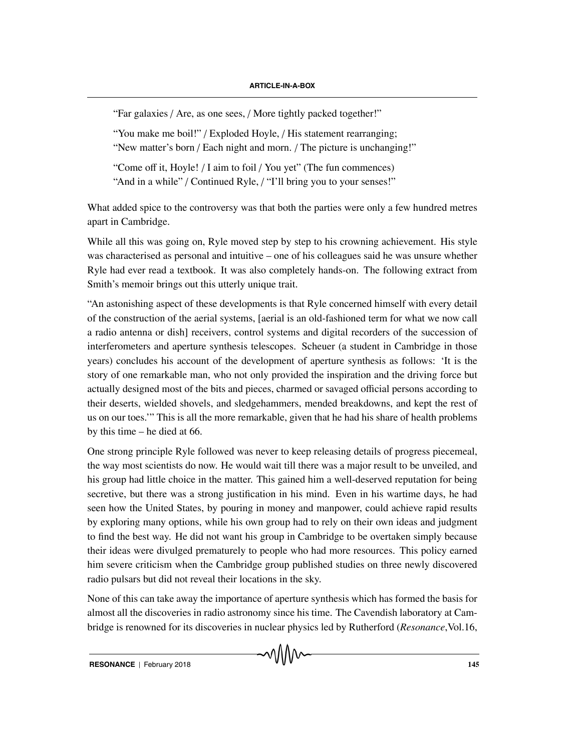"Far galaxies / Are, as one sees, / More tightly packed together!"

"You make me boil!" / Exploded Hoyle, / His statement rearranging;
"New matter's born / Each night and morn. / The picture is unchanging!"

"Come off it, Hoyle! / I aim to foil / You yet" (The fun commences)
"And in a while" / Continued Ryle, / "I'll bring you to your senses!"

What added spice to the controversy was that both the parties were only a few hundred metres apart in Cambridge.

While all this was going on, Ryle moved step by step to his crowning achievement. His style was characterised as personal and intuitive – one of his colleagues said he was unsure whether Ryle had ever read a textbook. It was also completely hands-on. The following extract from Smith's memoir brings out this utterly unique trait.

"An astonishing aspect of these developments is that Ryle concerned himself with every detail of the construction of the aerial systems, [aerial is an old-fashioned term for what we now call a radio antenna or dish] receivers, control systems and digital recorders of the succession of interferometers and aperture synthesis telescopes. Scheuer (a student in Cambridge in those years) concludes his account of the development of aperture synthesis as follows: 'It is the story of one remarkable man, who not only provided the inspiration and the driving force but actually designed most of the bits and pieces, charmed or savaged official persons according to their deserts, wielded shovels, and sledgehammers, mended breakdowns, and kept the rest of us on our toes.'" This is all the more remarkable, given that he had his share of health problems by this time – he died at 66.

One strong principle Ryle followed was never to keep releasing details of progress piecemeal, the way most scientists do now. He would wait till there was a major result to be unveiled, and his group had little choice in the matter. This gained him a well-deserved reputation for being secretive, but there was a strong justification in his mind. Even in his wartime days, he had seen how the United States, by pouring in money and manpower, could achieve rapid results by exploring many options, while his own group had to rely on their own ideas and judgment to find the best way. He did not want his group in Cambridge to be overtaken simply because their ideas were divulged prematurely to people who had more resources. This policy earned him severe criticism when the Cambridge group published studies on three newly discovered radio pulsars but did not reveal their locations in the sky.

None of this can take away the importance of aperture synthesis which has formed the basis for almost all the discoveries in radio astronomy since his time. The Cavendish laboratory at Cambridge is renowned for its discoveries in nuclear physics led by Rutherford (*Resonance*,Vol.16,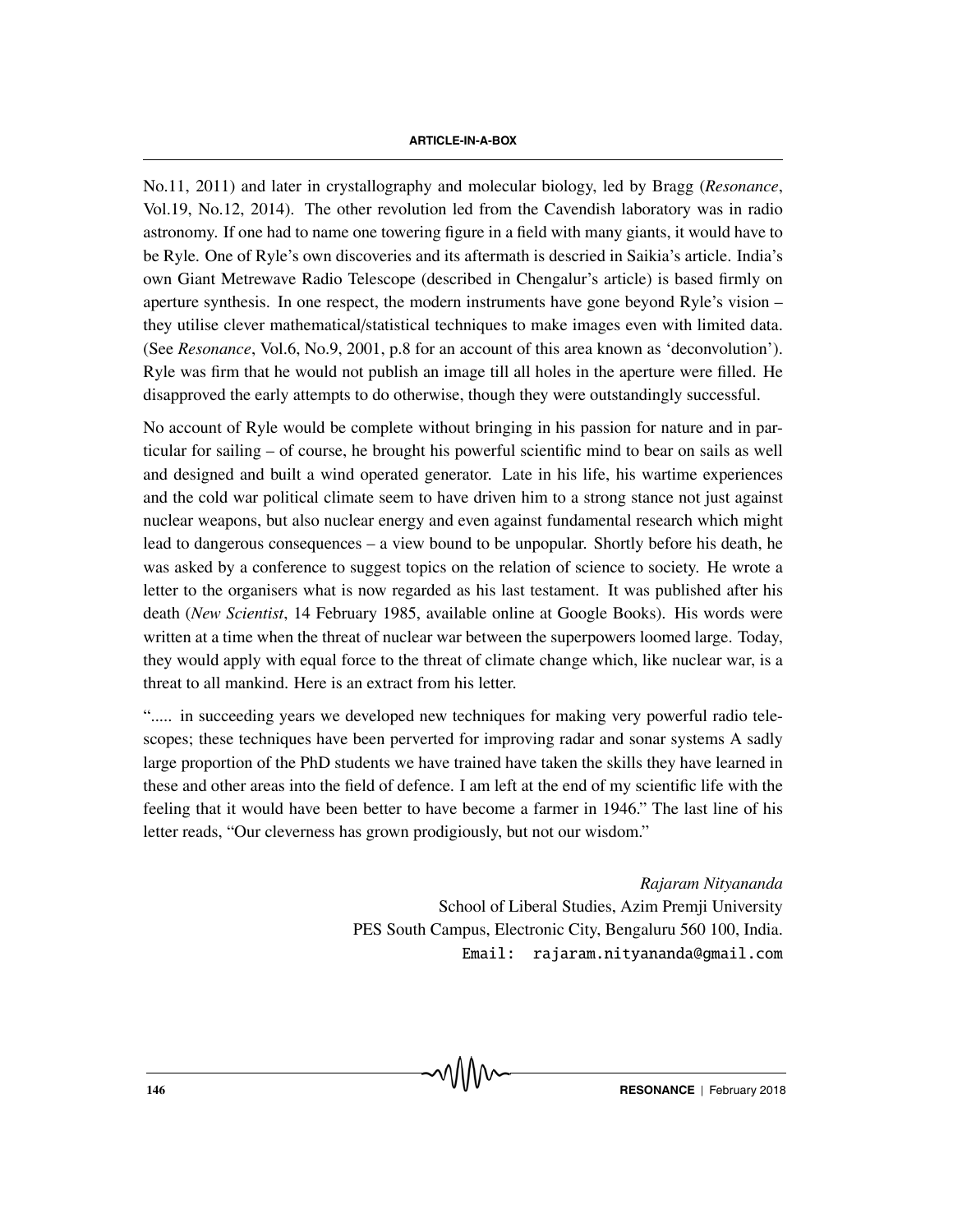No.11, 2011) and later in crystallography and molecular biology, led by Bragg (*Resonance*, Vol.19, No.12, 2014). The other revolution led from the Cavendish laboratory was in radio astronomy. If one had to name one towering figure in a field with many giants, it would have to be Ryle. One of Ryle's own discoveries and its aftermath is descried in Saikia's article. India's own Giant Metrewave Radio Telescope (described in Chengalur's article) is based firmly on aperture synthesis. In one respect, the modern instruments have gone beyond Ryle's vision – they utilise clever mathematical/statistical techniques to make images even with limited data. (See *Resonance*, Vol.6, No.9, 2001, p.8 for an account of this area known as 'deconvolution'). Ryle was firm that he would not publish an image till all holes in the aperture were filled. He disapproved the early attempts to do otherwise, though they were outstandingly successful.

No account of Ryle would be complete without bringing in his passion for nature and in particular for sailing – of course, he brought his powerful scientific mind to bear on sails as well and designed and built a wind operated generator. Late in his life, his wartime experiences and the cold war political climate seem to have driven him to a strong stance not just against nuclear weapons, but also nuclear energy and even against fundamental research which might lead to dangerous consequences – a view bound to be unpopular. Shortly before his death, he was asked by a conference to suggest topics on the relation of science to society. He wrote a letter to the organisers what is now regarded as his last testament. It was published after his death (*New Scientist*, 14 February 1985, available online at Google Books). His words were written at a time when the threat of nuclear war between the superpowers loomed large. Today, they would apply with equal force to the threat of climate change which, like nuclear war, is a threat to all mankind. Here is an extract from his letter.

"..... in succeeding years we developed new techniques for making very powerful radio telescopes; these techniques have been perverted for improving radar and sonar systems A sadly large proportion of the PhD students we have trained have taken the skills they have learned in these and other areas into the field of defence. I am left at the end of my scientific life with the feeling that it would have been better to have become a farmer in 1946." The last line of his letter reads, "Our cleverness has grown prodigiously, but not our wisdom."

*Rajaram Nityananda*
School of Liberal Studies, Azim Premji University
PES South Campus, Electronic City, Bengaluru 560 100, India.
Email: rajaram.nityananda@gmail.com